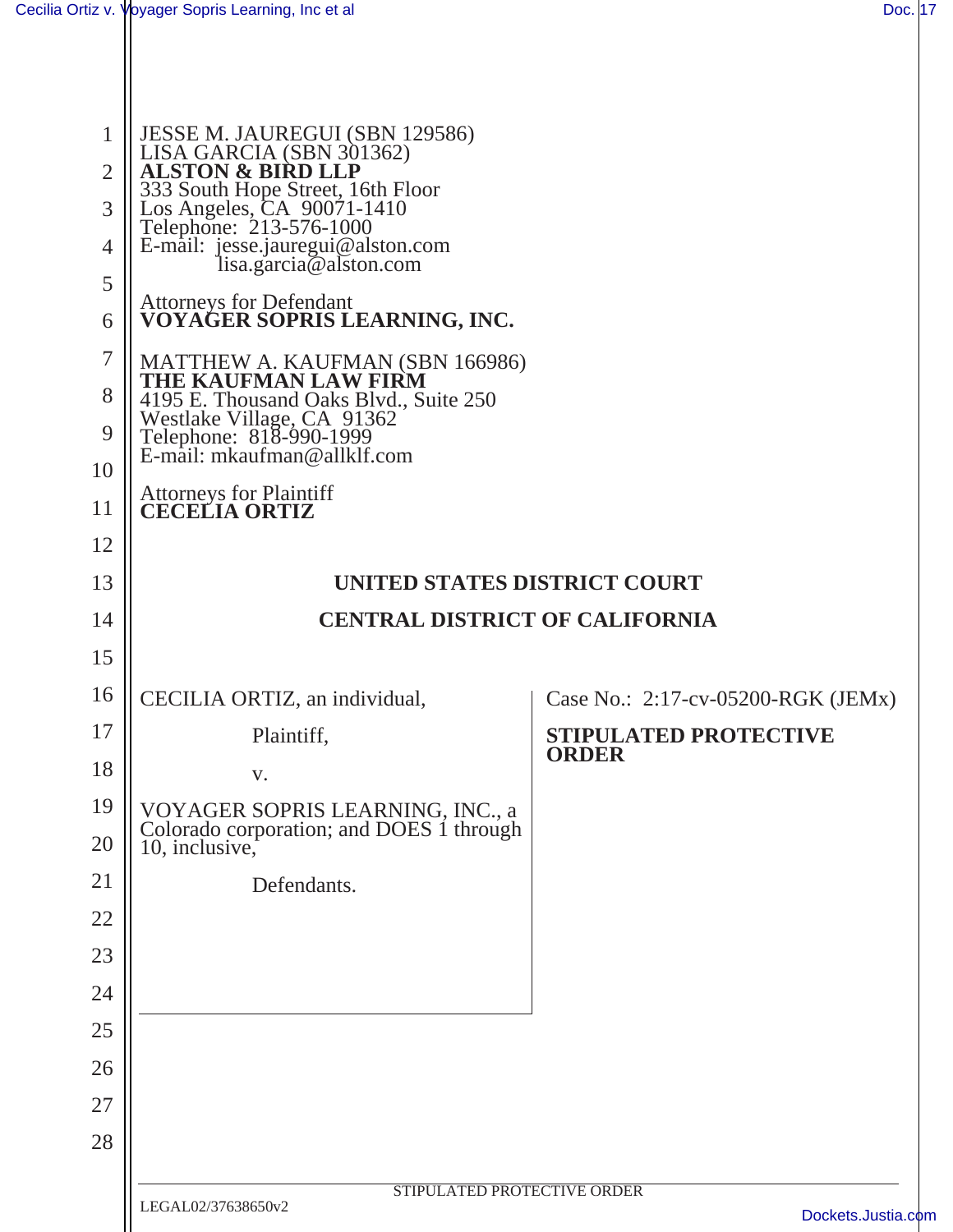JESSE M. JAUREGUI (SBN 129586)
LISA GARCIA (SBN 301362)
**ALSTON & BIRD LLP**
333 South Hope Street, 16th Floor
Los Angeles, CA 90071-1410
Telephone: 213-576-1000
E-mail: jesse.jauregui@alston.com
lisa.garcia@alston.com

Attorneys for Defendant
**VOYAGER SOPRIS LEARNING, INC.**

MATTHEW A. KAUFMAN (SBN 166986)
**THE KAUFMAN LAW FIRM**
4195 E. Thousand Oaks Blvd., Suite 250
Westlake Village, CA 91362
Telephone: 818-990-1999
E-mail: mkaufman@allklf.com

Attorneys for Plaintiff
**CECELIA ORTIZ**

**UNITED STATES DISTRICT COURT**

**CENTRAL DISTRICT OF CALIFORNIA**

CECILIA ORTIZ, an individual,

Plaintiff,

v.

VOYAGER SOPRIS LEARNING, INC., a Colorado corporation; and DOES 1 through 10, inclusive,

Defendants.

Case No.: 2:17-cv-05200-RGK (JEMx)

**STIPULATED PROTECTIVE ORDER**

LEGAL02/37638650v2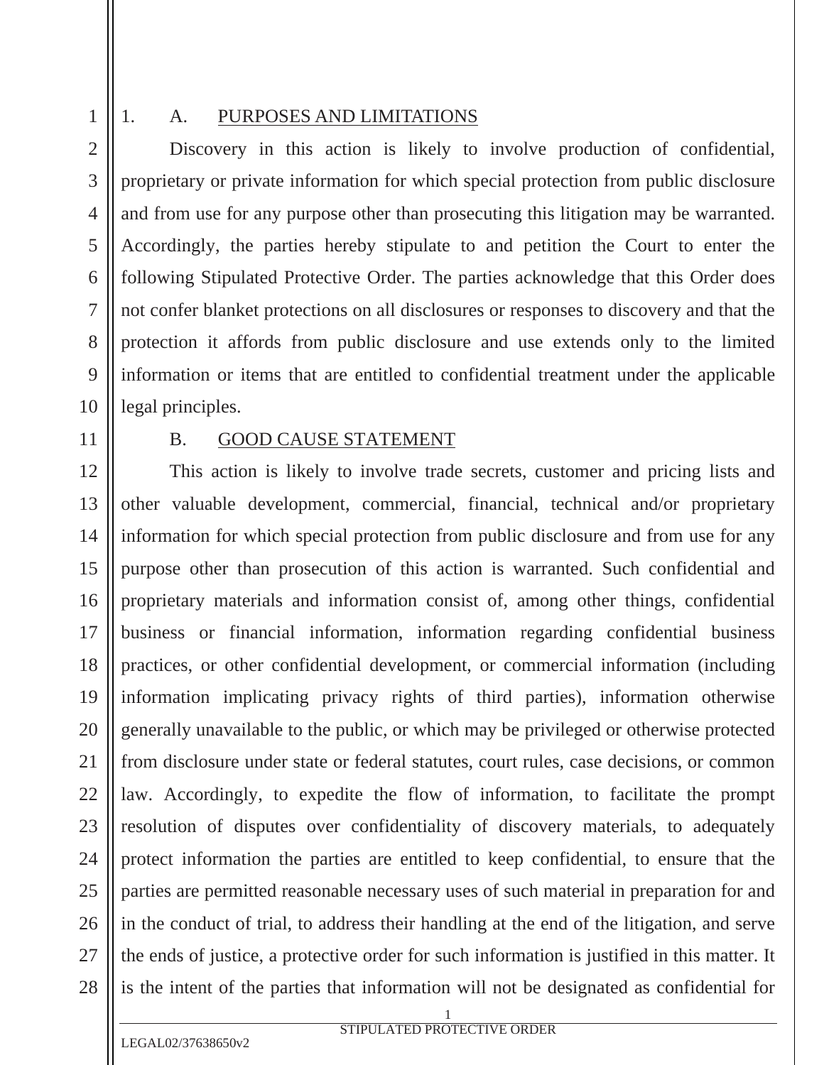1. A. PURPOSES AND LIMITATIONS

Discovery in this action is likely to involve production of confidential, proprietary or private information for which special protection from public disclosure and from use for any purpose other than prosecuting this litigation may be warranted. Accordingly, the parties hereby stipulate to and petition the Court to enter the following Stipulated Protective Order. The parties acknowledge that this Order does not confer blanket protections on all disclosures or responses to discovery and that the protection it affords from public disclosure and use extends only to the limited information or items that are entitled to confidential treatment under the applicable legal principles.

B. GOOD CAUSE STATEMENT

This action is likely to involve trade secrets, customer and pricing lists and other valuable development, commercial, financial, technical and/or proprietary information for which special protection from public disclosure and from use for any purpose other than prosecution of this action is warranted. Such confidential and proprietary materials and information consist of, among other things, confidential business or financial information, information regarding confidential business practices, or other confidential development, or commercial information (including information implicating privacy rights of third parties), information otherwise generally unavailable to the public, or which may be privileged or otherwise protected from disclosure under state or federal statutes, court rules, case decisions, or common law. Accordingly, to expedite the flow of information, to facilitate the prompt resolution of disputes over confidentiality of discovery materials, to adequately protect information the parties are entitled to keep confidential, to ensure that the parties are permitted reasonable necessary uses of such material in preparation for and in the conduct of trial, to address their handling at the end of the litigation, and serve the ends of justice, a protective order for such information is justified in this matter. It is the intent of the parties that information will not be designated as confidential for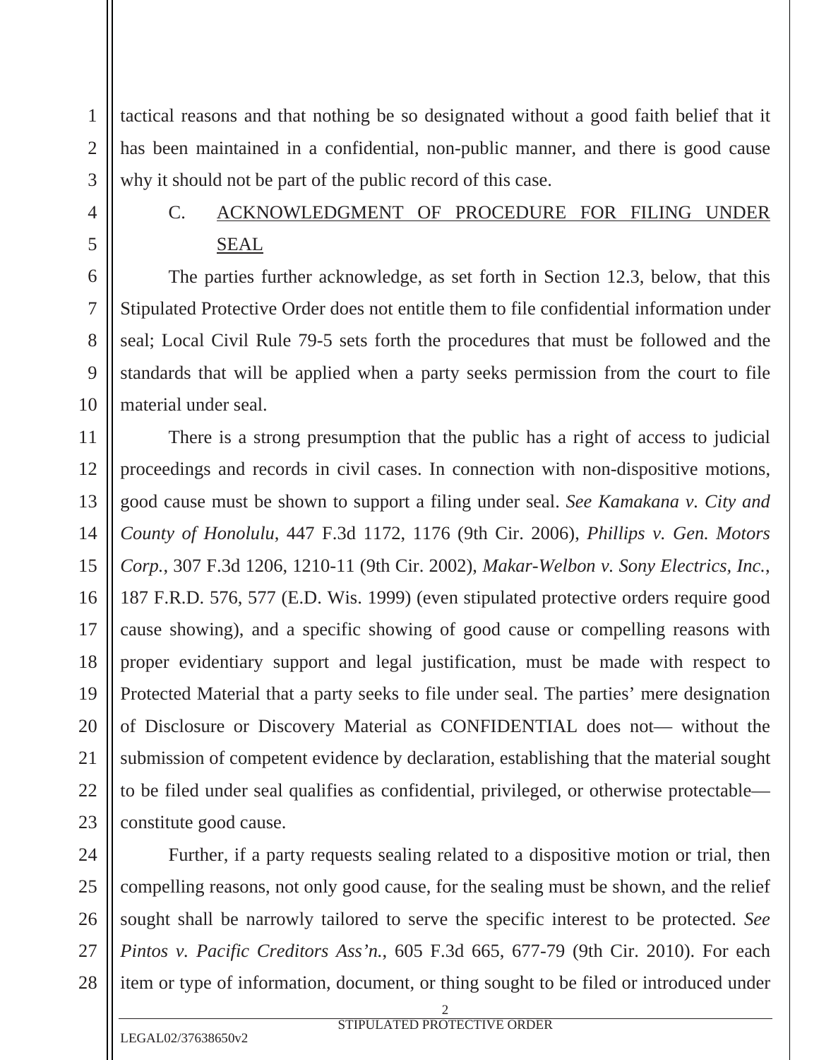tactical reasons and that nothing be so designated without a good faith belief that it has been maintained in a confidential, non-public manner, and there is good cause why it should not be part of the public record of this case.

C. ACKNOWLEDGMENT OF PROCEDURE FOR FILING UNDER SEAL

The parties further acknowledge, as set forth in Section 12.3, below, that this Stipulated Protective Order does not entitle them to file confidential information under seal; Local Civil Rule 79-5 sets forth the procedures that must be followed and the standards that will be applied when a party seeks permission from the court to file material under seal.

There is a strong presumption that the public has a right of access to judicial proceedings and records in civil cases. In connection with non-dispositive motions, good cause must be shown to support a filing under seal. *See Kamakana v. City and County of Honolulu*, 447 F.3d 1172, 1176 (9th Cir. 2006), *Phillips v. Gen. Motors Corp.*, 307 F.3d 1206, 1210-11 (9th Cir. 2002), *Makar-Welbon v. Sony Electrics, Inc.*, 187 F.R.D. 576, 577 (E.D. Wis. 1999) (even stipulated protective orders require good cause showing), and a specific showing of good cause or compelling reasons with proper evidentiary support and legal justification, must be made with respect to Protected Material that a party seeks to file under seal. The parties' mere designation of Disclosure or Discovery Material as CONFIDENTIAL does not— without the submission of competent evidence by declaration, establishing that the material sought to be filed under seal qualifies as confidential, privileged, or otherwise protectable— constitute good cause.

Further, if a party requests sealing related to a dispositive motion or trial, then compelling reasons, not only good cause, for the sealing must be shown, and the relief sought shall be narrowly tailored to serve the specific interest to be protected. *See Pintos v. Pacific Creditors Ass'n.*, 605 F.3d 665, 677-79 (9th Cir. 2010). For each item or type of information, document, or thing sought to be filed or introduced under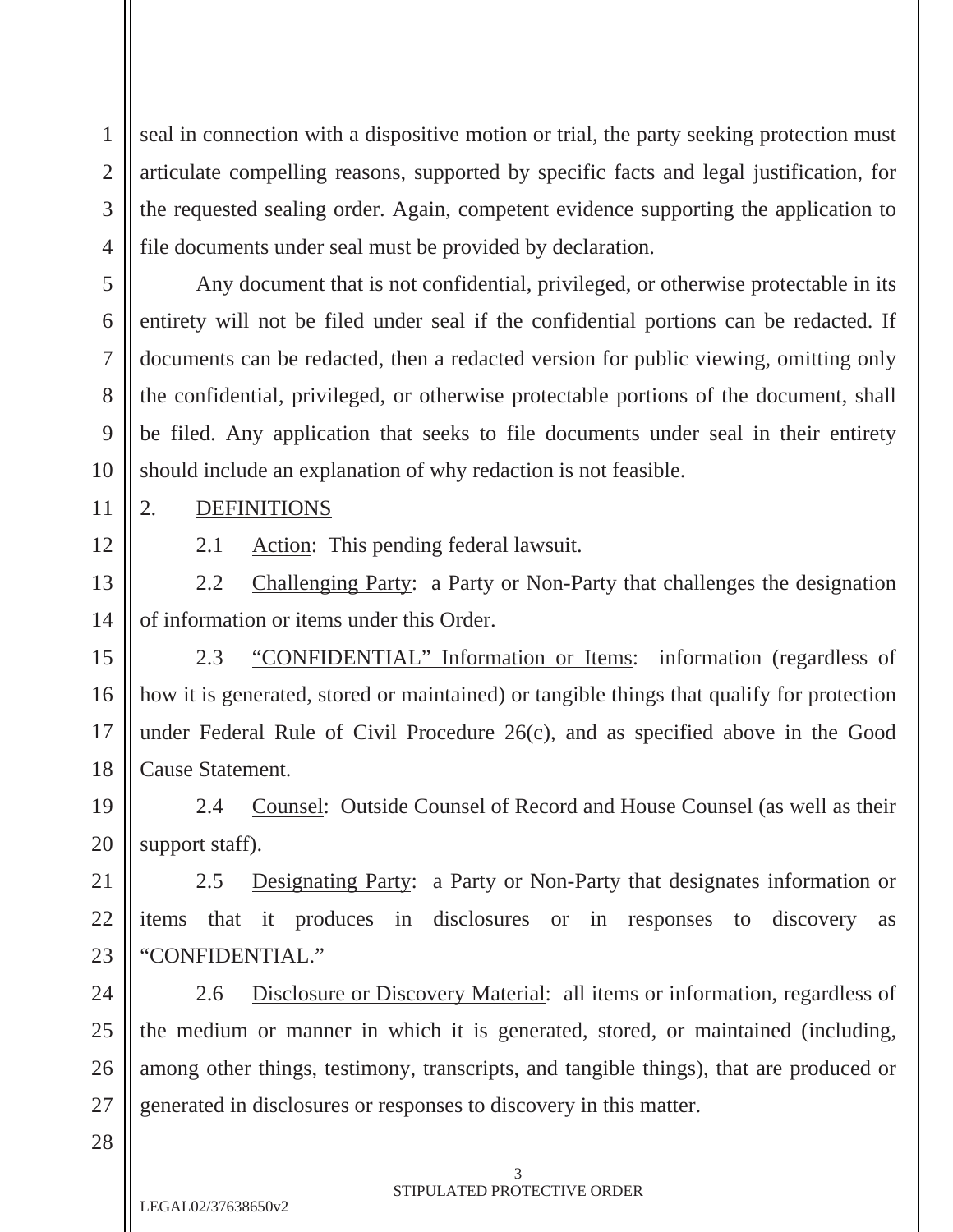seal in connection with a dispositive motion or trial, the party seeking protection must articulate compelling reasons, supported by specific facts and legal justification, for the requested sealing order. Again, competent evidence supporting the application to file documents under seal must be provided by declaration.

Any document that is not confidential, privileged, or otherwise protectable in its entirety will not be filed under seal if the confidential portions can be redacted. If documents can be redacted, then a redacted version for public viewing, omitting only the confidential, privileged, or otherwise protectable portions of the document, shall be filed. Any application that seeks to file documents under seal in their entirety should include an explanation of why redaction is not feasible.

2. DEFINITIONS

2.1 Action: This pending federal lawsuit.

2.2 Challenging Party: a Party or Non-Party that challenges the designation of information or items under this Order.

2.3 "CONFIDENTIAL" Information or Items: information (regardless of how it is generated, stored or maintained) or tangible things that qualify for protection under Federal Rule of Civil Procedure 26(c), and as specified above in the Good Cause Statement.

2.4 Counsel: Outside Counsel of Record and House Counsel (as well as their support staff).

2.5 Designating Party: a Party or Non-Party that designates information or items that it produces in disclosures or in responses to discovery as "CONFIDENTIAL."

2.6 Disclosure or Discovery Material: all items or information, regardless of the medium or manner in which it is generated, stored, or maintained (including, among other things, testimony, transcripts, and tangible things), that are produced or generated in disclosures or responses to discovery in this matter.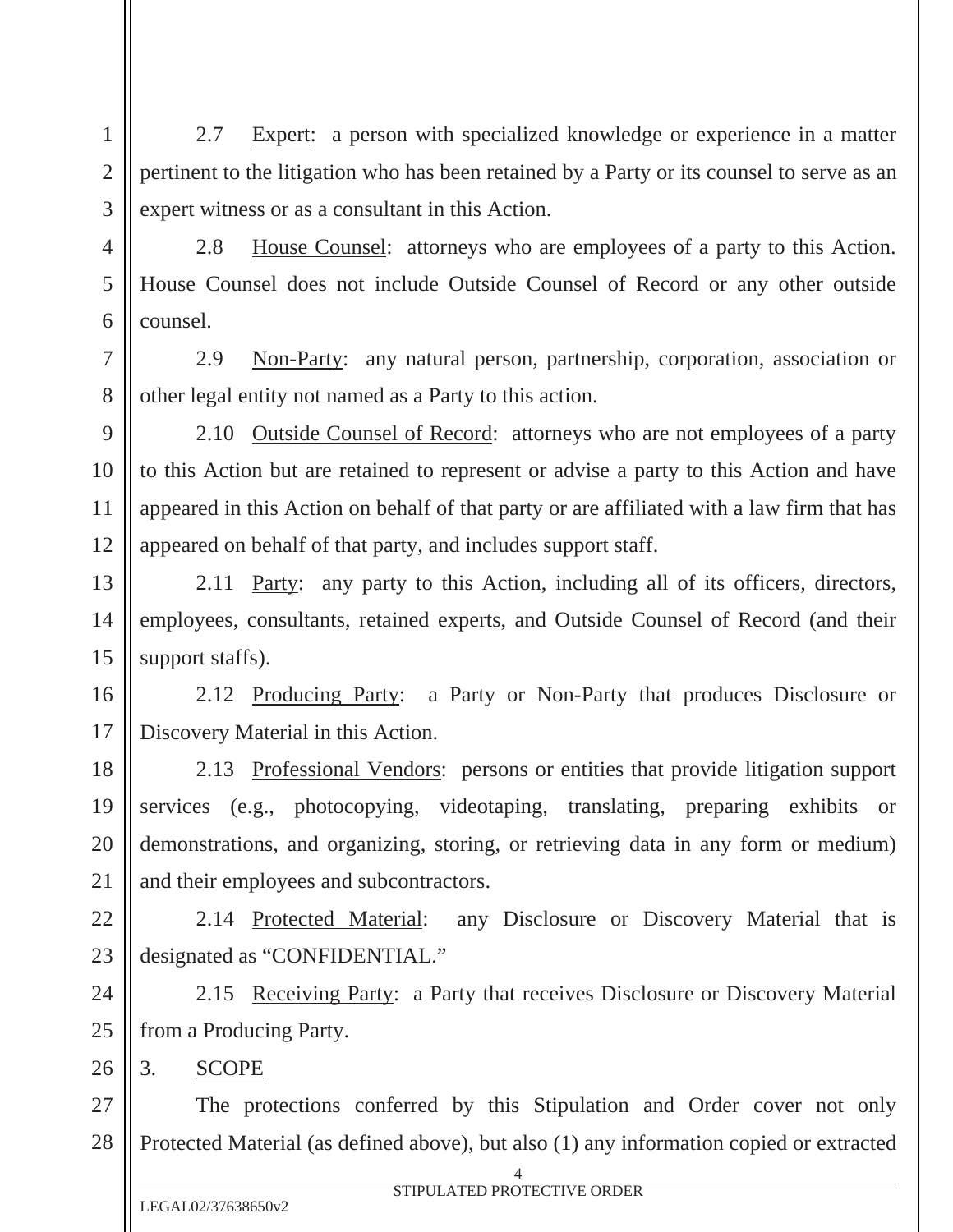2.7 Expert: a person with specialized knowledge or experience in a matter pertinent to the litigation who has been retained by a Party or its counsel to serve as an expert witness or as a consultant in this Action.

2.8 House Counsel: attorneys who are employees of a party to this Action. House Counsel does not include Outside Counsel of Record or any other outside counsel.

2.9 Non-Party: any natural person, partnership, corporation, association or other legal entity not named as a Party to this action.

2.10 Outside Counsel of Record: attorneys who are not employees of a party to this Action but are retained to represent or advise a party to this Action and have appeared in this Action on behalf of that party or are affiliated with a law firm that has appeared on behalf of that party, and includes support staff.

2.11 Party: any party to this Action, including all of its officers, directors, employees, consultants, retained experts, and Outside Counsel of Record (and their support staffs).

2.12 Producing Party: a Party or Non-Party that produces Disclosure or Discovery Material in this Action.

2.13 Professional Vendors: persons or entities that provide litigation support services (e.g., photocopying, videotaping, translating, preparing exhibits or demonstrations, and organizing, storing, or retrieving data in any form or medium) and their employees and subcontractors.

2.14 Protected Material: any Disclosure or Discovery Material that is designated as "CONFIDENTIAL."

2.15 Receiving Party: a Party that receives Disclosure or Discovery Material from a Producing Party.

## 3. SCOPE

The protections conferred by this Stipulation and Order cover not only Protected Material (as defined above), but also (1) any information copied or extracted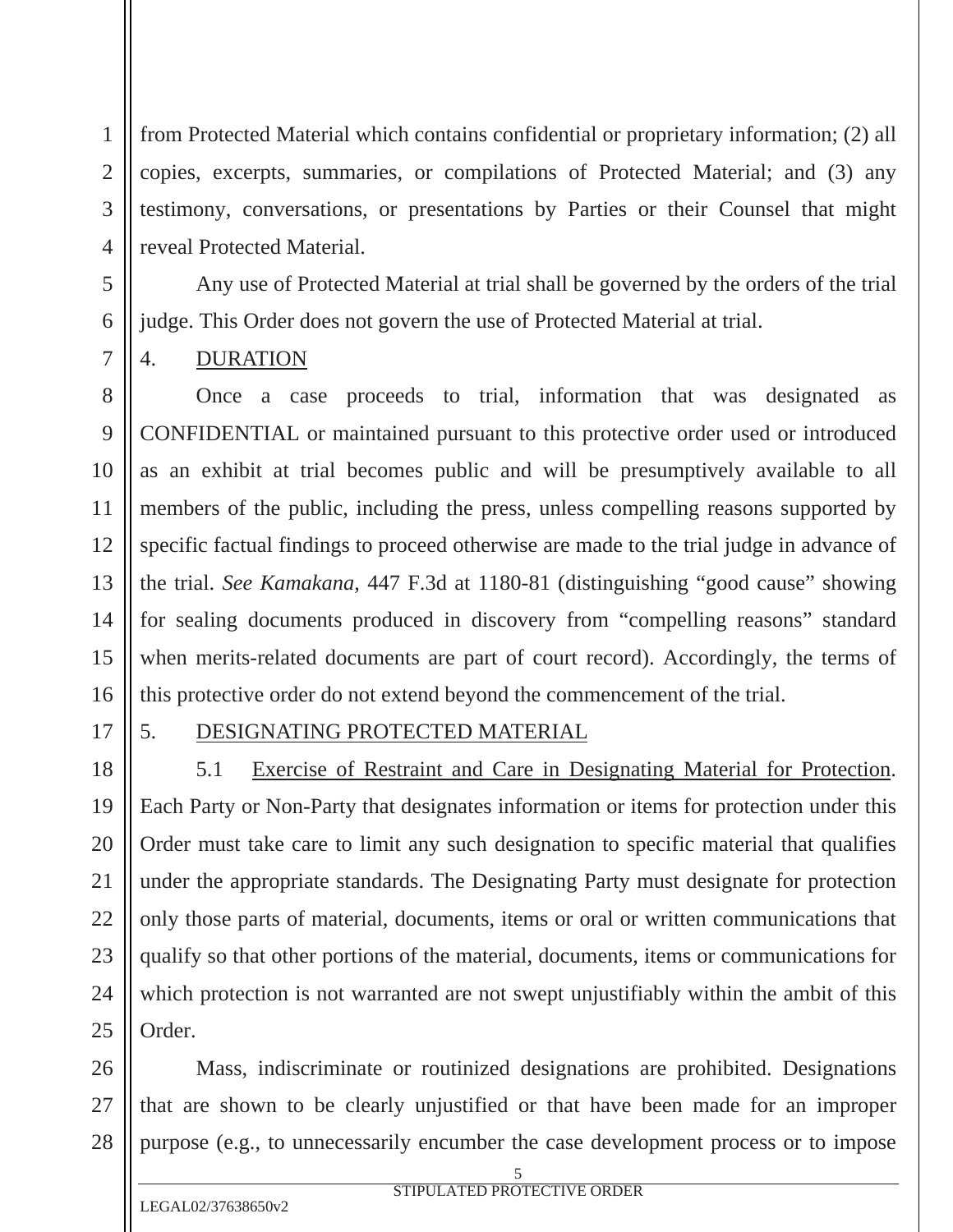from Protected Material which contains confidential or proprietary information; (2) all copies, excerpts, summaries, or compilations of Protected Material; and (3) any testimony, conversations, or presentations by Parties or their Counsel that might reveal Protected Material.

Any use of Protected Material at trial shall be governed by the orders of the trial judge. This Order does not govern the use of Protected Material at trial.

4. DURATION

Once a case proceeds to trial, information that was designated as CONFIDENTIAL or maintained pursuant to this protective order used or introduced as an exhibit at trial becomes public and will be presumptively available to all members of the public, including the press, unless compelling reasons supported by specific factual findings to proceed otherwise are made to the trial judge in advance of the trial. *See Kamakana*, 447 F.3d at 1180-81 (distinguishing "good cause" showing for sealing documents produced in discovery from "compelling reasons" standard when merits-related documents are part of court record). Accordingly, the terms of this protective order do not extend beyond the commencement of the trial.

5. DESIGNATING PROTECTED MATERIAL

5.1 Exercise of Restraint and Care in Designating Material for Protection. Each Party or Non-Party that designates information or items for protection under this Order must take care to limit any such designation to specific material that qualifies under the appropriate standards. The Designating Party must designate for protection only those parts of material, documents, items or oral or written communications that qualify so that other portions of the material, documents, items or communications for which protection is not warranted are not swept unjustifiably within the ambit of this Order.

Mass, indiscriminate or routinized designations are prohibited. Designations that are shown to be clearly unjustified or that have been made for an improper purpose (e.g., to unnecessarily encumber the case development process or to impose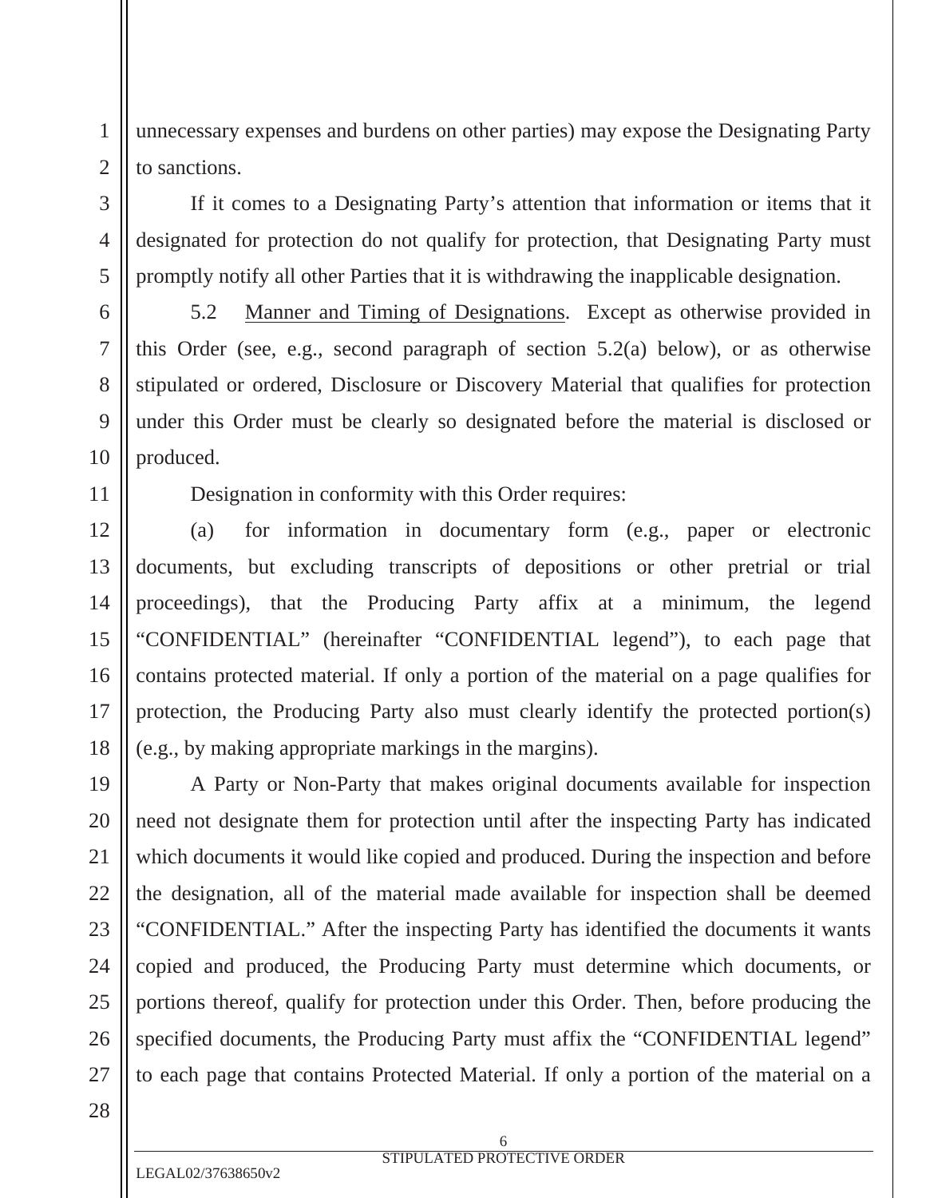unnecessary expenses and burdens on other parties) may expose the Designating Party to sanctions.

If it comes to a Designating Party's attention that information or items that it designated for protection do not qualify for protection, that Designating Party must promptly notify all other Parties that it is withdrawing the inapplicable designation.

5.2 Manner and Timing of Designations. Except as otherwise provided in this Order (see, e.g., second paragraph of section 5.2(a) below), or as otherwise stipulated or ordered, Disclosure or Discovery Material that qualifies for protection under this Order must be clearly so designated before the material is disclosed or produced.

Designation in conformity with this Order requires:

(a) for information in documentary form (e.g., paper or electronic documents, but excluding transcripts of depositions or other pretrial or trial proceedings), that the Producing Party affix at a minimum, the legend "CONFIDENTIAL" (hereinafter "CONFIDENTIAL legend"), to each page that contains protected material. If only a portion of the material on a page qualifies for protection, the Producing Party also must clearly identify the protected portion(s) (e.g., by making appropriate markings in the margins).

A Party or Non-Party that makes original documents available for inspection need not designate them for protection until after the inspecting Party has indicated which documents it would like copied and produced. During the inspection and before the designation, all of the material made available for inspection shall be deemed "CONFIDENTIAL." After the inspecting Party has identified the documents it wants copied and produced, the Producing Party must determine which documents, or portions thereof, qualify for protection under this Order. Then, before producing the specified documents, the Producing Party must affix the "CONFIDENTIAL legend" to each page that contains Protected Material. If only a portion of the material on a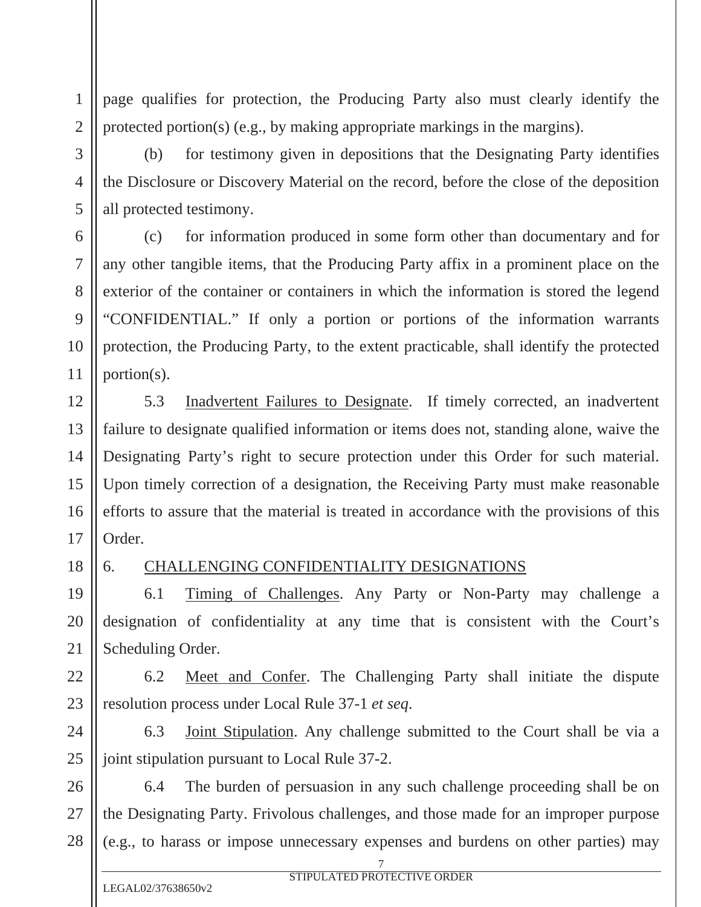page qualifies for protection, the Producing Party also must clearly identify the protected portion(s) (e.g., by making appropriate markings in the margins).

(b) for testimony given in depositions that the Designating Party identifies the Disclosure or Discovery Material on the record, before the close of the deposition all protected testimony.

(c) for information produced in some form other than documentary and for any other tangible items, that the Producing Party affix in a prominent place on the exterior of the container or containers in which the information is stored the legend "CONFIDENTIAL." If only a portion or portions of the information warrants protection, the Producing Party, to the extent practicable, shall identify the protected portion(s).

5.3 Inadvertent Failures to Designate. If timely corrected, an inadvertent failure to designate qualified information or items does not, standing alone, waive the Designating Party's right to secure protection under this Order for such material. Upon timely correction of a designation, the Receiving Party must make reasonable efforts to assure that the material is treated in accordance with the provisions of this Order.

6. CHALLENGING CONFIDENTIALITY DESIGNATIONS

6.1 Timing of Challenges. Any Party or Non-Party may challenge a designation of confidentiality at any time that is consistent with the Court's Scheduling Order.

6.2 Meet and Confer. The Challenging Party shall initiate the dispute resolution process under Local Rule 37-1 *et seq*.

6.3 Joint Stipulation. Any challenge submitted to the Court shall be via a joint stipulation pursuant to Local Rule 37-2.

6.4 The burden of persuasion in any such challenge proceeding shall be on the Designating Party. Frivolous challenges, and those made for an improper purpose (e.g., to harass or impose unnecessary expenses and burdens on other parties) may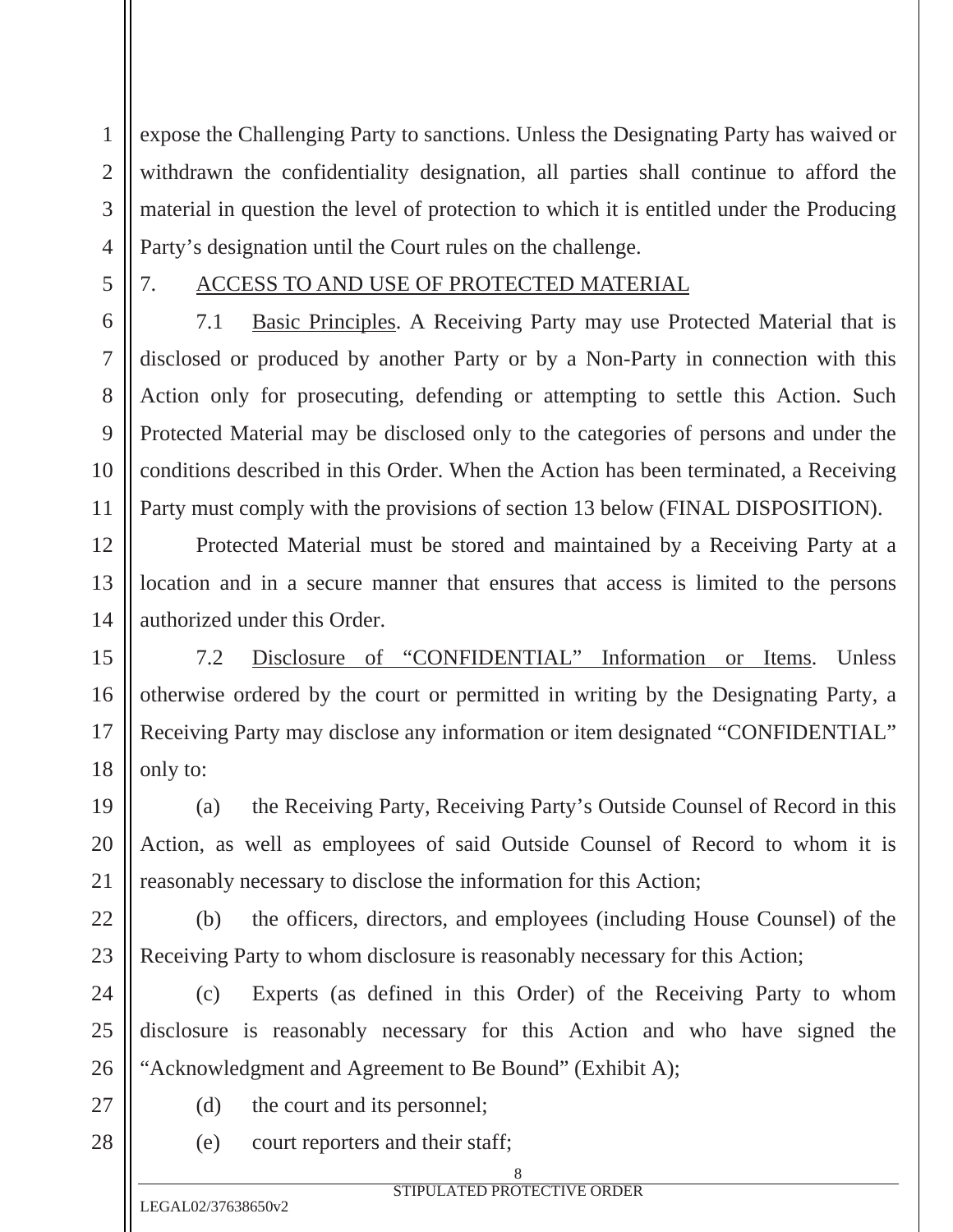expose the Challenging Party to sanctions. Unless the Designating Party has waived or withdrawn the confidentiality designation, all parties shall continue to afford the material in question the level of protection to which it is entitled under the Producing Party's designation until the Court rules on the challenge.

7. ACCESS TO AND USE OF PROTECTED MATERIAL

7.1 Basic Principles. A Receiving Party may use Protected Material that is disclosed or produced by another Party or by a Non-Party in connection with this Action only for prosecuting, defending or attempting to settle this Action. Such Protected Material may be disclosed only to the categories of persons and under the conditions described in this Order. When the Action has been terminated, a Receiving Party must comply with the provisions of section 13 below (FINAL DISPOSITION).

Protected Material must be stored and maintained by a Receiving Party at a location and in a secure manner that ensures that access is limited to the persons authorized under this Order.

7.2 Disclosure of "CONFIDENTIAL" Information or Items. Unless otherwise ordered by the court or permitted in writing by the Designating Party, a Receiving Party may disclose any information or item designated "CONFIDENTIAL" only to:

(a) the Receiving Party, Receiving Party's Outside Counsel of Record in this Action, as well as employees of said Outside Counsel of Record to whom it is reasonably necessary to disclose the information for this Action;

(b) the officers, directors, and employees (including House Counsel) of the Receiving Party to whom disclosure is reasonably necessary for this Action;

(c) Experts (as defined in this Order) of the Receiving Party to whom disclosure is reasonably necessary for this Action and who have signed the "Acknowledgment and Agreement to Be Bound" (Exhibit A);

(d) the court and its personnel;

(e) court reporters and their staff;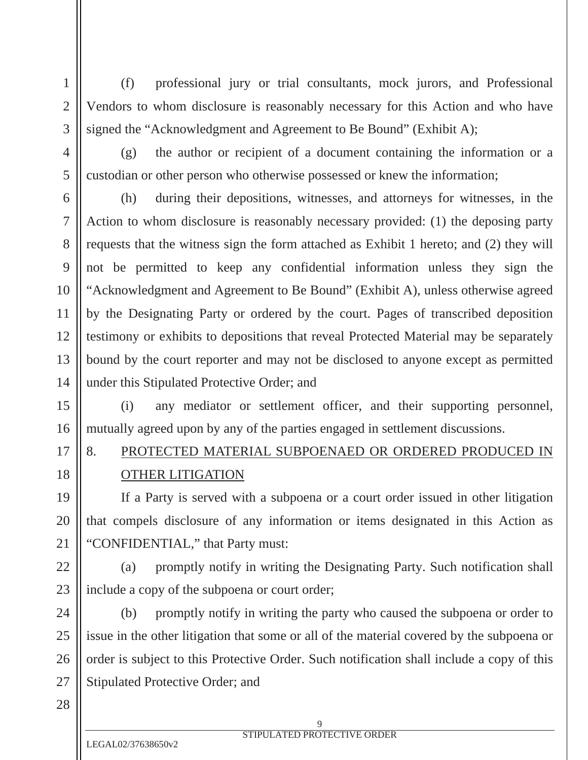(f) professional jury or trial consultants, mock jurors, and Professional Vendors to whom disclosure is reasonably necessary for this Action and who have signed the "Acknowledgment and Agreement to Be Bound" (Exhibit A);

(g) the author or recipient of a document containing the information or a custodian or other person who otherwise possessed or knew the information;

(h) during their depositions, witnesses, and attorneys for witnesses, in the Action to whom disclosure is reasonably necessary provided: (1) the deposing party requests that the witness sign the form attached as Exhibit 1 hereto; and (2) they will not be permitted to keep any confidential information unless they sign the "Acknowledgment and Agreement to Be Bound" (Exhibit A), unless otherwise agreed by the Designating Party or ordered by the court. Pages of transcribed deposition testimony or exhibits to depositions that reveal Protected Material may be separately bound by the court reporter and may not be disclosed to anyone except as permitted under this Stipulated Protective Order; and

(i) any mediator or settlement officer, and their supporting personnel, mutually agreed upon by any of the parties engaged in settlement discussions.

8. PROTECTED MATERIAL SUBPOENAED OR ORDERED PRODUCED IN OTHER LITIGATION

If a Party is served with a subpoena or a court order issued in other litigation that compels disclosure of any information or items designated in this Action as "CONFIDENTIAL," that Party must:

(a) promptly notify in writing the Designating Party. Such notification shall include a copy of the subpoena or court order;

(b) promptly notify in writing the party who caused the subpoena or order to issue in the other litigation that some or all of the material covered by the subpoena or order is subject to this Protective Order. Such notification shall include a copy of this Stipulated Protective Order; and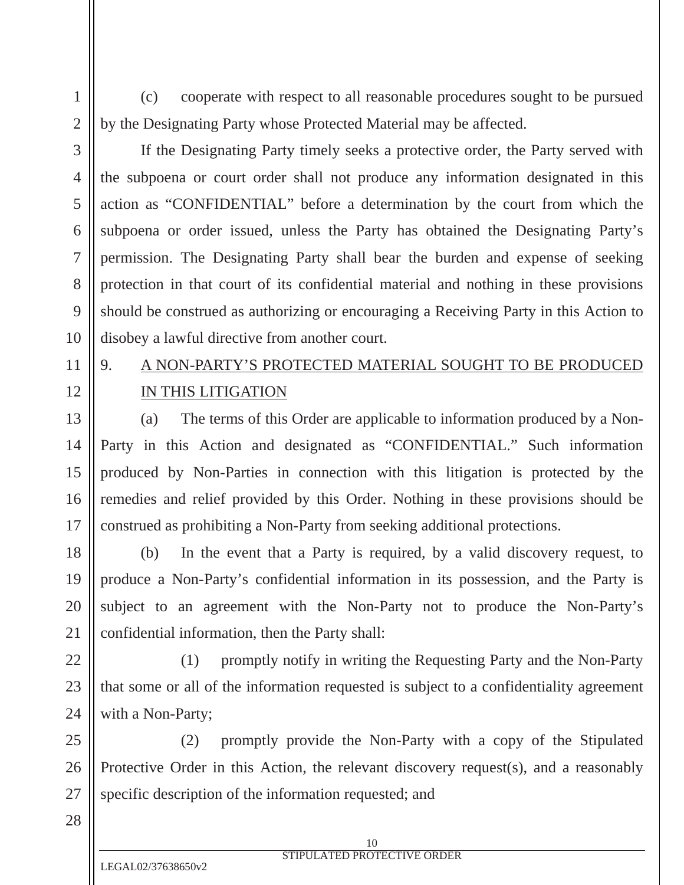(c) cooperate with respect to all reasonable procedures sought to be pursued by the Designating Party whose Protected Material may be affected.

If the Designating Party timely seeks a protective order, the Party served with the subpoena or court order shall not produce any information designated in this action as "CONFIDENTIAL" before a determination by the court from which the subpoena or order issued, unless the Party has obtained the Designating Party's permission. The Designating Party shall bear the burden and expense of seeking protection in that court of its confidential material and nothing in these provisions should be construed as authorizing or encouraging a Receiving Party in this Action to disobey a lawful directive from another court.

9. A NON-PARTY'S PROTECTED MATERIAL SOUGHT TO BE PRODUCED IN THIS LITIGATION

(a) The terms of this Order are applicable to information produced by a Non-Party in this Action and designated as "CONFIDENTIAL." Such information produced by Non-Parties in connection with this litigation is protected by the remedies and relief provided by this Order. Nothing in these provisions should be construed as prohibiting a Non-Party from seeking additional protections.

(b) In the event that a Party is required, by a valid discovery request, to produce a Non-Party's confidential information in its possession, and the Party is subject to an agreement with the Non-Party not to produce the Non-Party's confidential information, then the Party shall:

(1) promptly notify in writing the Requesting Party and the Non-Party that some or all of the information requested is subject to a confidentiality agreement with a Non-Party;

(2) promptly provide the Non-Party with a copy of the Stipulated Protective Order in this Action, the relevant discovery request(s), and a reasonably specific description of the information requested; and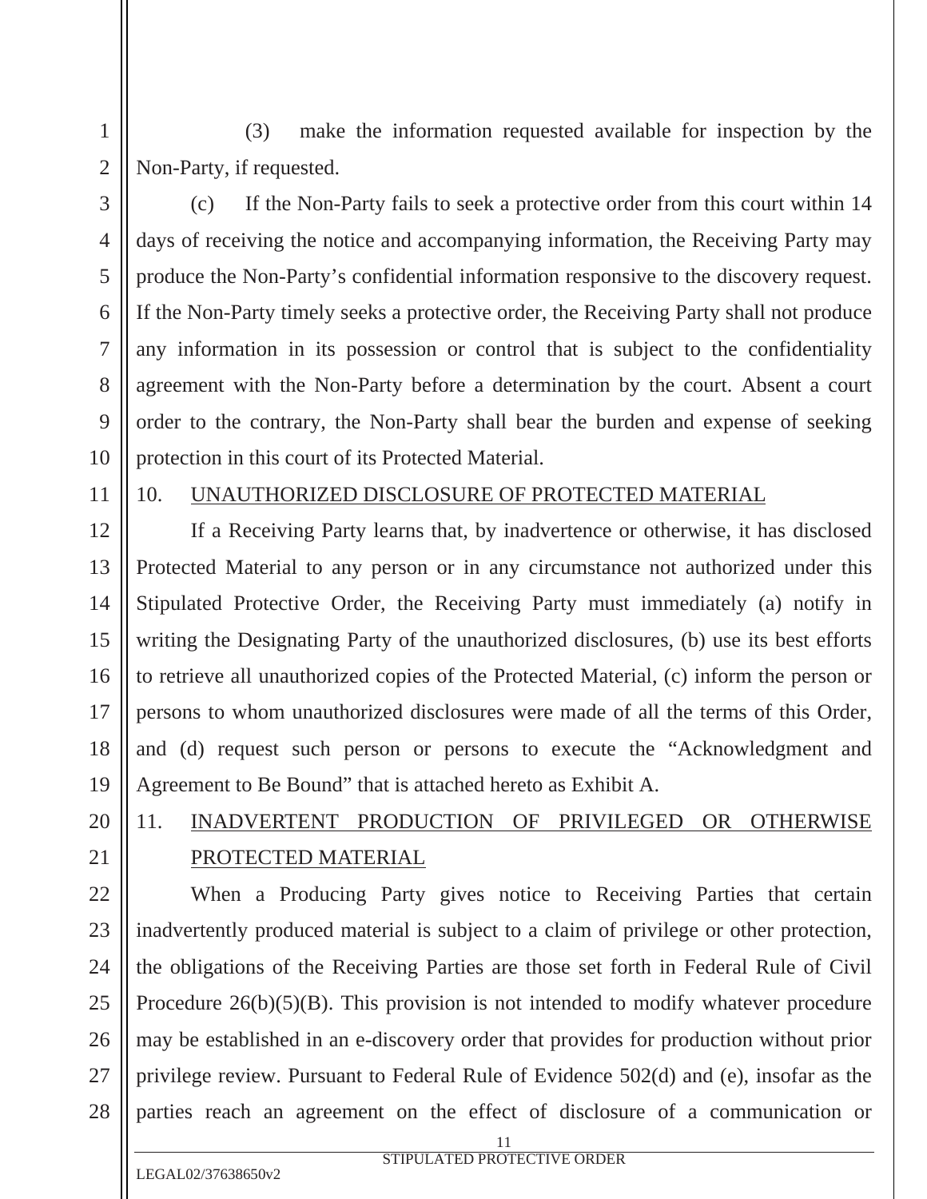(3) make the information requested available for inspection by the Non-Party, if requested.

(c) If the Non-Party fails to seek a protective order from this court within 14 days of receiving the notice and accompanying information, the Receiving Party may produce the Non-Party's confidential information responsive to the discovery request. If the Non-Party timely seeks a protective order, the Receiving Party shall not produce any information in its possession or control that is subject to the confidentiality agreement with the Non-Party before a determination by the court. Absent a court order to the contrary, the Non-Party shall bear the burden and expense of seeking protection in this court of its Protected Material.

## 10. UNAUTHORIZED DISCLOSURE OF PROTECTED MATERIAL

If a Receiving Party learns that, by inadvertence or otherwise, it has disclosed Protected Material to any person or in any circumstance not authorized under this Stipulated Protective Order, the Receiving Party must immediately (a) notify in writing the Designating Party of the unauthorized disclosures, (b) use its best efforts to retrieve all unauthorized copies of the Protected Material, (c) inform the person or persons to whom unauthorized disclosures were made of all the terms of this Order, and (d) request such person or persons to execute the "Acknowledgment and Agreement to Be Bound" that is attached hereto as Exhibit A.

## 11. INADVERTENT PRODUCTION OF PRIVILEGED OR OTHERWISE PROTECTED MATERIAL

When a Producing Party gives notice to Receiving Parties that certain inadvertently produced material is subject to a claim of privilege or other protection, the obligations of the Receiving Parties are those set forth in Federal Rule of Civil Procedure 26(b)(5)(B). This provision is not intended to modify whatever procedure may be established in an e-discovery order that provides for production without prior privilege review. Pursuant to Federal Rule of Evidence 502(d) and (e), insofar as the parties reach an agreement on the effect of disclosure of a communication or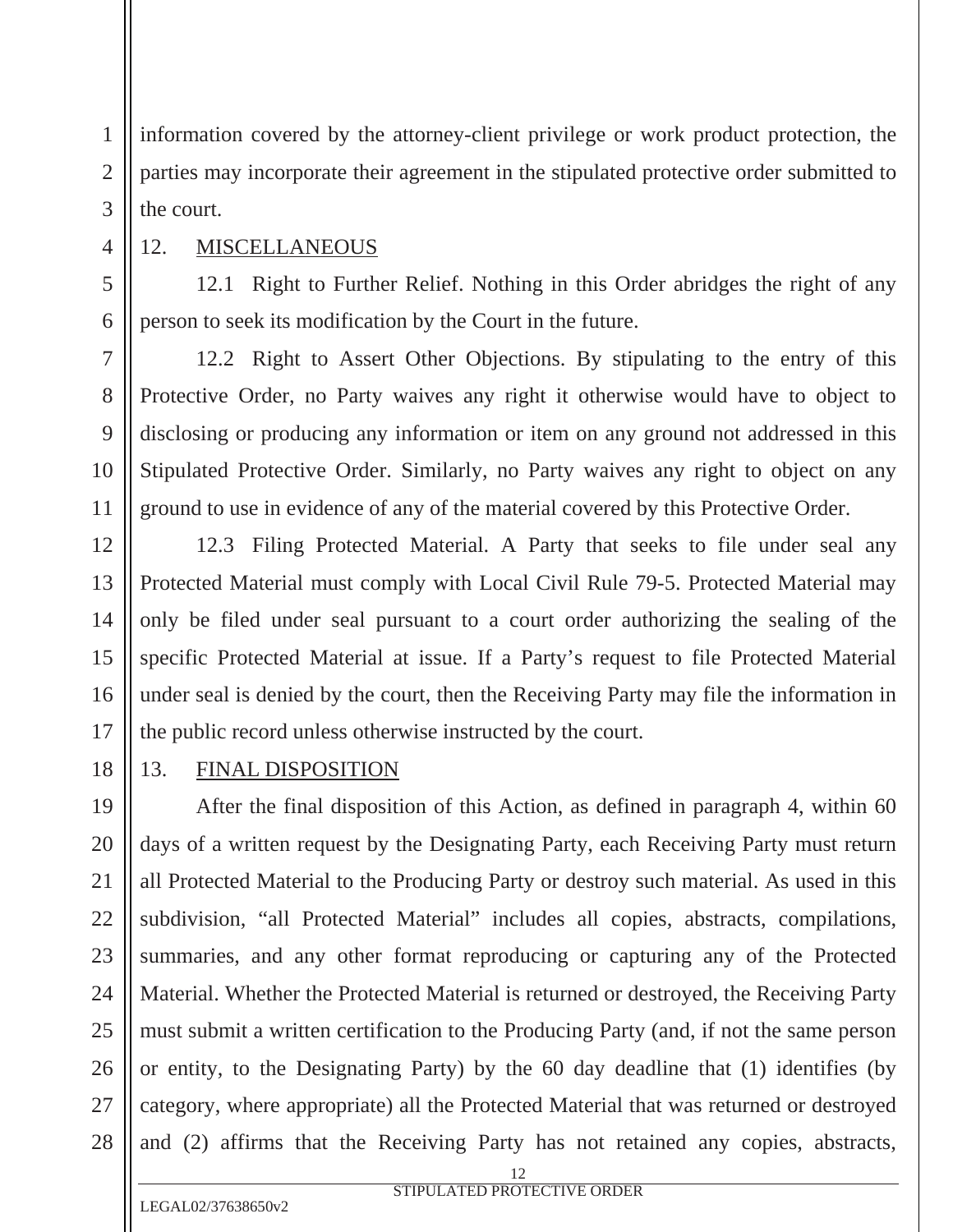information covered by the attorney-client privilege or work product protection, the parties may incorporate their agreement in the stipulated protective order submitted to the court.

12. MISCELLANEOUS

12.1 Right to Further Relief. Nothing in this Order abridges the right of any person to seek its modification by the Court in the future.

12.2 Right to Assert Other Objections. By stipulating to the entry of this Protective Order, no Party waives any right it otherwise would have to object to disclosing or producing any information or item on any ground not addressed in this Stipulated Protective Order. Similarly, no Party waives any right to object on any ground to use in evidence of any of the material covered by this Protective Order.

12.3 Filing Protected Material. A Party that seeks to file under seal any Protected Material must comply with Local Civil Rule 79-5. Protected Material may only be filed under seal pursuant to a court order authorizing the sealing of the specific Protected Material at issue. If a Party's request to file Protected Material under seal is denied by the court, then the Receiving Party may file the information in the public record unless otherwise instructed by the court.

13. FINAL DISPOSITION

After the final disposition of this Action, as defined in paragraph 4, within 60 days of a written request by the Designating Party, each Receiving Party must return all Protected Material to the Producing Party or destroy such material. As used in this subdivision, "all Protected Material" includes all copies, abstracts, compilations, summaries, and any other format reproducing or capturing any of the Protected Material. Whether the Protected Material is returned or destroyed, the Receiving Party must submit a written certification to the Producing Party (and, if not the same person or entity, to the Designating Party) by the 60 day deadline that (1) identifies (by category, where appropriate) all the Protected Material that was returned or destroyed and (2) affirms that the Receiving Party has not retained any copies, abstracts,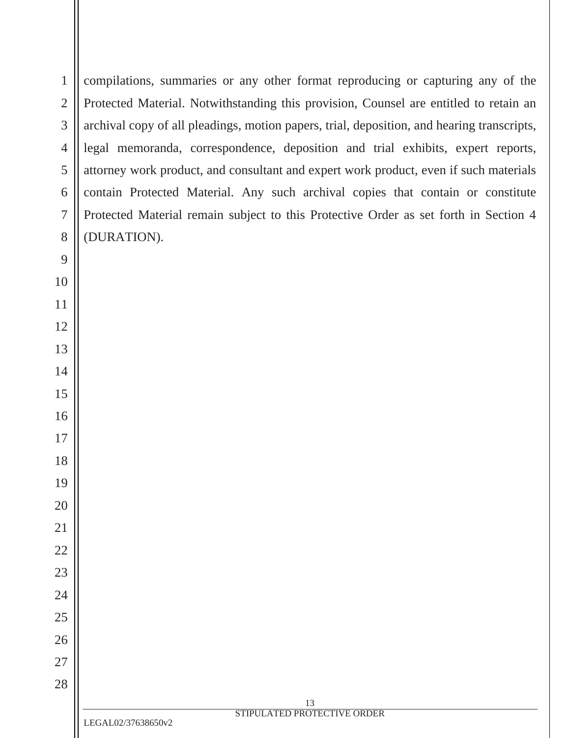compilations, summaries or any other format reproducing or capturing any of the Protected Material. Notwithstanding this provision, Counsel are entitled to retain an archival copy of all pleadings, motion papers, trial, deposition, and hearing transcripts, legal memoranda, correspondence, deposition and trial exhibits, expert reports, attorney work product, and consultant and expert work product, even if such materials contain Protected Material. Any such archival copies that contain or constitute Protected Material remain subject to this Protective Order as set forth in Section 4 (DURATION).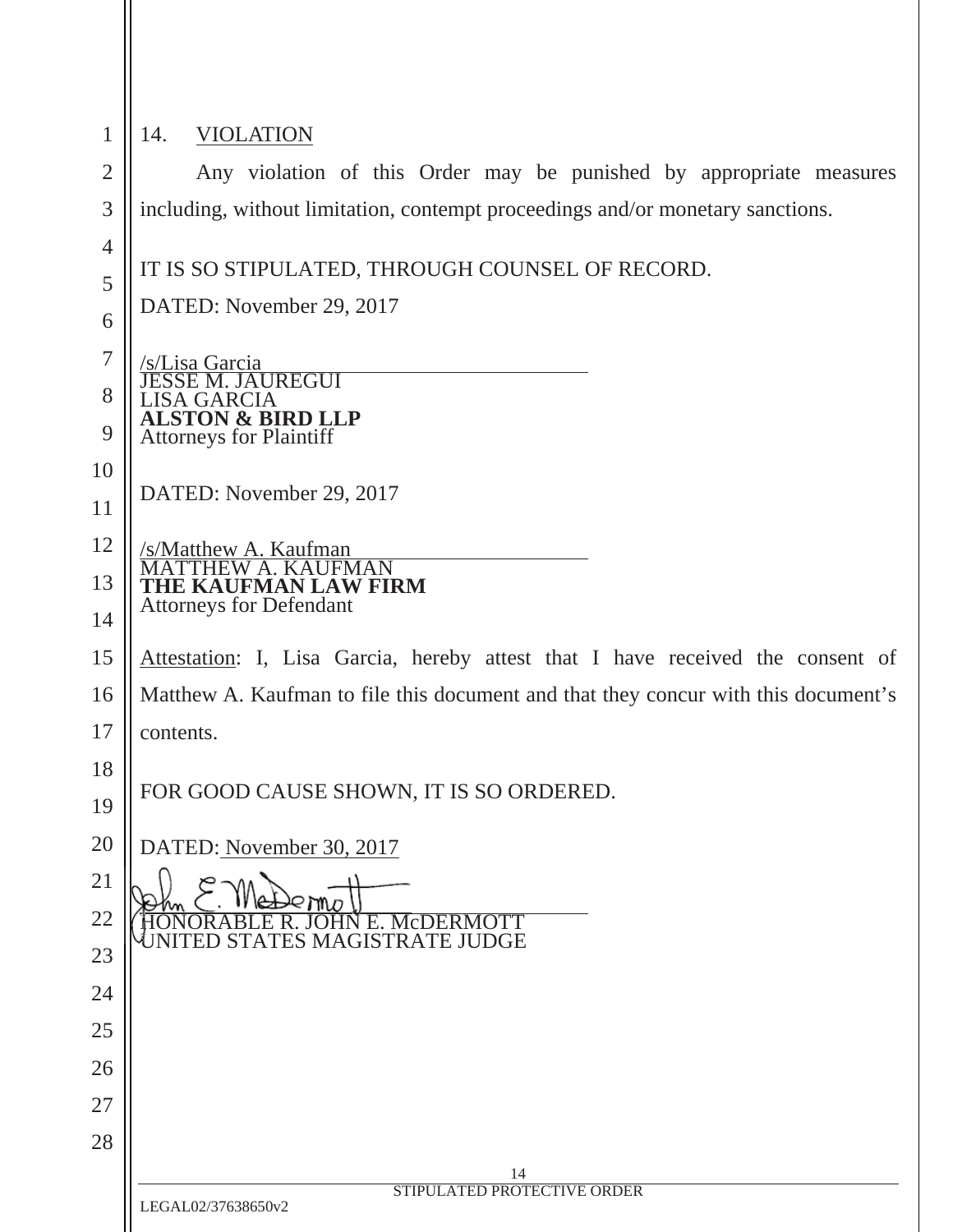## 14. VIOLATION

Any violation of this Order may be punished by appropriate measures including, without limitation, contempt proceedings and/or monetary sanctions.

IT IS SO STIPULATED, THROUGH COUNSEL OF RECORD.

DATED: November 29, 2017

/s/Lisa Garcia
JESSE M. JAUREGUI
LISA GARCIA
**ALSTON & BIRD LLP**
Attorneys for Plaintiff

DATED: November 29, 2017

/s/Matthew A. Kaufman
MATTHEW A. KAUFMAN
**THE KAUFMAN LAW FIRM**
Attorneys for Defendant

Attestation: I, Lisa Garcia, hereby attest that I have received the consent of Matthew A. Kaufman to file this document and that they concur with this document's contents.

FOR GOOD CAUSE SHOWN, IT IS SO ORDERED.

DATED: November 30, 2017

HONORABLE R. JOHN E. McDERMOTT
UNITED STATES MAGISTRATE JUDGE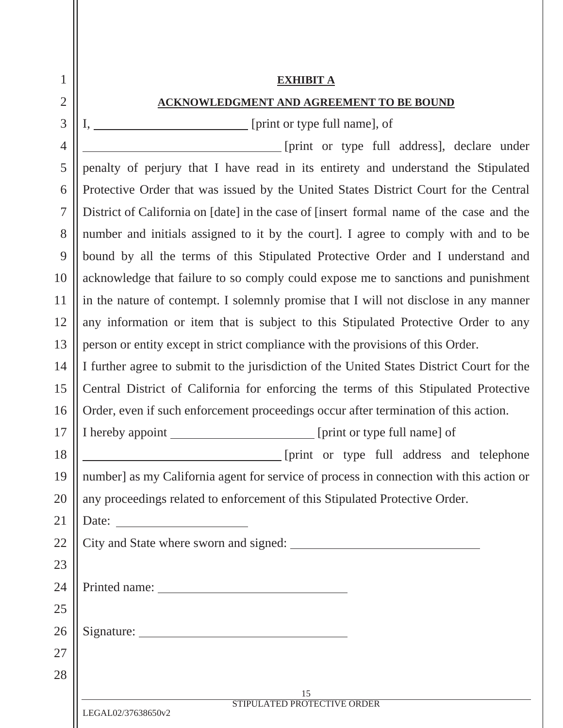**EXHIBIT A**

**ACKNOWLEDGMENT AND AGREEMENT TO BE BOUND**

I, _________________________ [print or type full name], of _________________________________ [print or type full address], declare under penalty of perjury that I have read in its entirety and understand the Stipulated Protective Order that was issued by the United States District Court for the Central District of California on [date] in the case of [insert formal name of the case and the number and initials assigned to it by the court]. I agree to comply with and to be bound by all the terms of this Stipulated Protective Order and I understand and acknowledge that failure to so comply could expose me to sanctions and punishment in the nature of contempt. I solemnly promise that I will not disclose in any manner any information or item that is subject to this Stipulated Protective Order to any person or entity except in strict compliance with the provisions of this Order.

I further agree to submit to the jurisdiction of the United States District Court for the Central District of California for enforcing the terms of this Stipulated Protective Order, even if such enforcement proceedings occur after termination of this action.

I hereby appoint _______________________ [print or type full name] of _________________________________ [print or type full address and telephone number] as my California agent for service of process in connection with this action or any proceedings related to enforcement of this Stipulated Protective Order.

Date: ____________________

City and State where sworn and signed: ______________________________

Printed name: ______________________________

Signature: _________________________________

LEGAL02/37638650v2